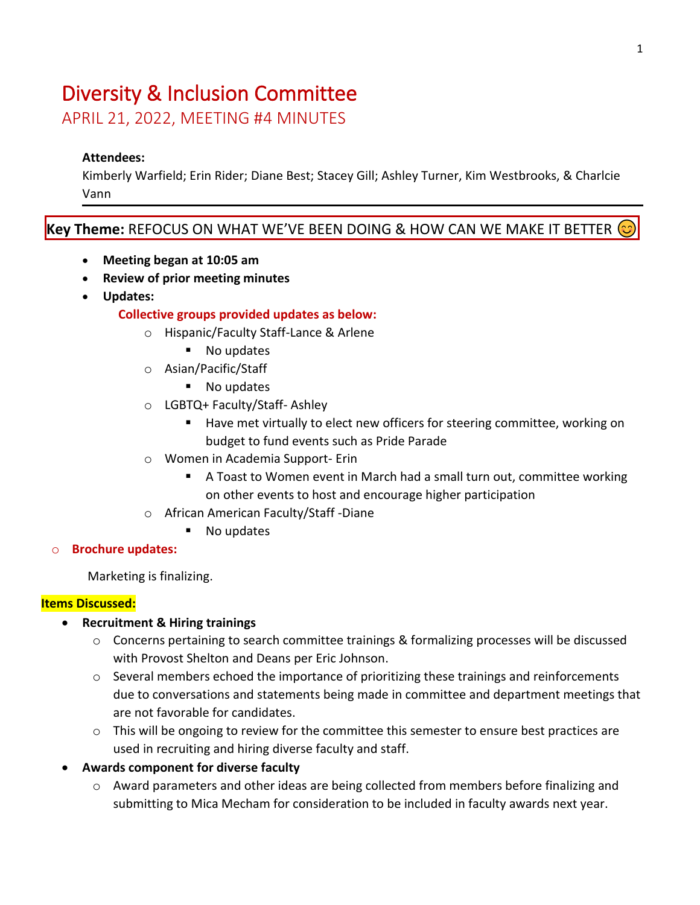# Diversity & Inclusion Committee

## APRIL 21, 2022, MEETING #4 MINUTES

**Attendees:**
Kimberly Warfield; Erin Rider; Diane Best; Stacey Gill; Ashley Turner, Kim Westbrooks, & Charlcie Vann

---

**Key Theme:** REFOCUS ON WHAT WE'VE BEEN DOING & HOW CAN WE MAKE IT BETTER 😊

- **Meeting began at 10:05 am**
- **Review of prior meeting minutes**
- **Updates:**

  **Collective groups provided updates as below:**
  - Hispanic/Faculty Staff-Lance & Arlene
    - No updates
  - Asian/Pacific/Staff
    - No updates
  - LGBTQ+ Faculty/Staff- Ashley
    - Have met virtually to elect new officers for steering committee, working on budget to fund events such as Pride Parade
  - Women in Academia Support- Erin
    - A Toast to Women event in March had a small turn out, committee working on other events to host and encourage higher participation
  - African American Faculty/Staff -Diane
    - No updates

- **Brochure updates:**

  Marketing is finalizing.

**Items Discussed:**

- **Recruitment & Hiring trainings**
  - Concerns pertaining to search committee trainings & formalizing processes will be discussed with Provost Shelton and Deans per Eric Johnson.
  - Several members echoed the importance of prioritizing these trainings and reinforcements due to conversations and statements being made in committee and department meetings that are not favorable for candidates.
  - This will be ongoing to review for the committee this semester to ensure best practices are used in recruiting and hiring diverse faculty and staff.
- **Awards component for diverse faculty**
  - Award parameters and other ideas are being collected from members before finalizing and submitting to Mica Mecham for consideration to be included in faculty awards next year.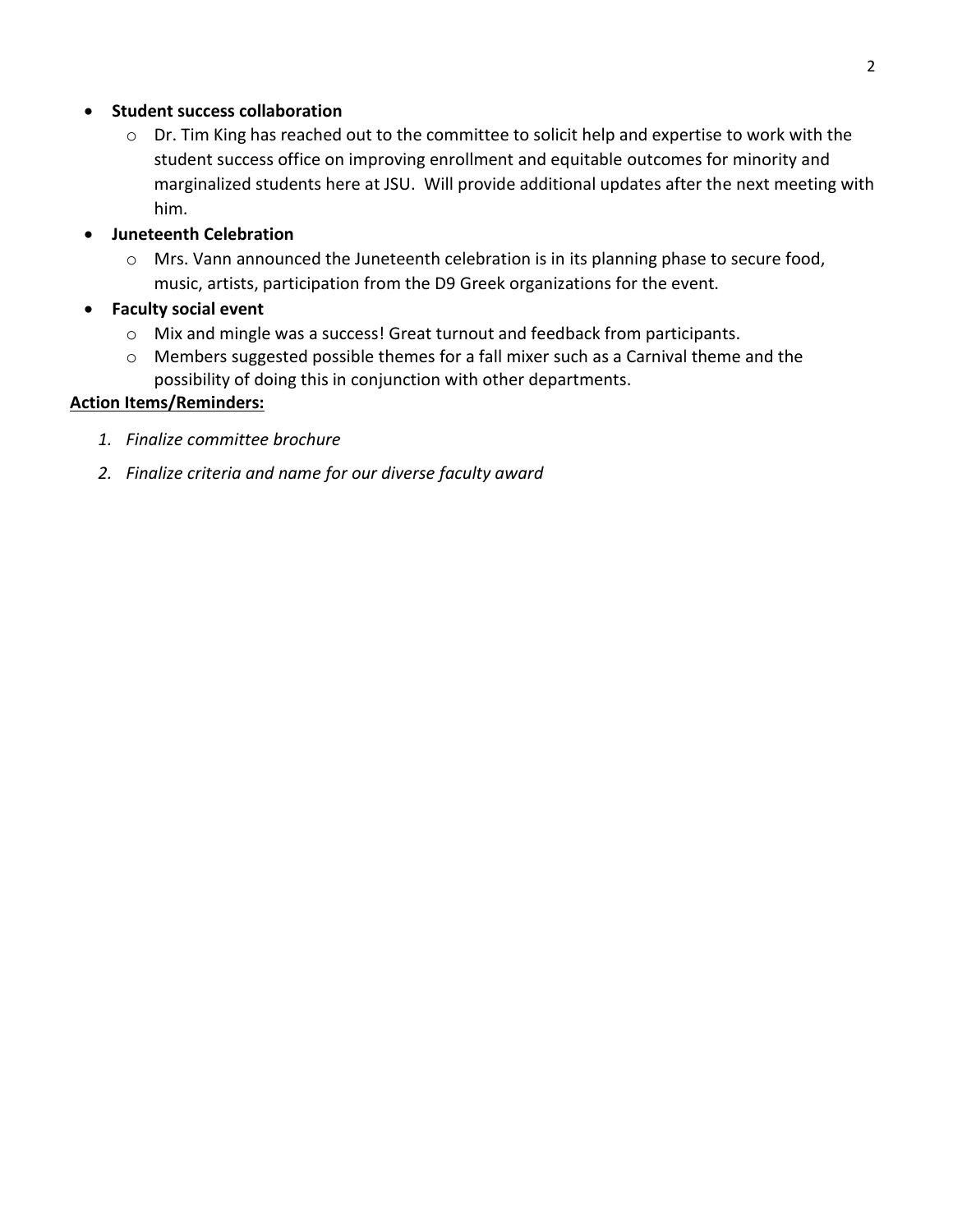- **Student success collaboration**
  - Dr. Tim King has reached out to the committee to solicit help and expertise to work with the student success office on improving enrollment and equitable outcomes for minority and marginalized students here at JSU. Will provide additional updates after the next meeting with him.
- **Juneteenth Celebration**
  - Mrs. Vann announced the Juneteenth celebration is in its planning phase to secure food, music, artists, participation from the D9 Greek organizations for the event.
- **Faculty social event**
  - Mix and mingle was a success! Great turnout and feedback from participants.
  - Members suggested possible themes for a fall mixer such as a Carnival theme and the possibility of doing this in conjunction with other departments.

**Action Items/Reminders:**

1. *Finalize committee brochure*
2. *Finalize criteria and name for our diverse faculty award*